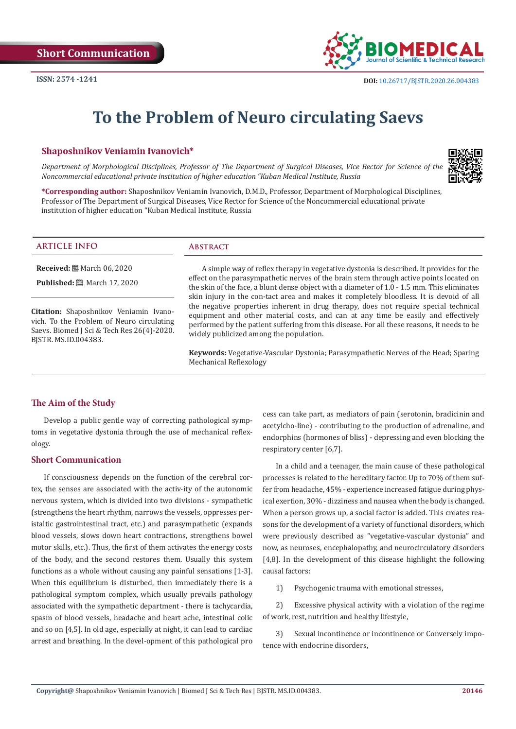Short Communication

ISSN: 2574 -1241

DOI: 10.26717/BJSTR.2020.26.004383

# To the Problem of Neuro circulating Saevs

**Shaposhnikov Veniamin Ivanovich***

*Department of Morphological Disciplines, Professor of The Department of Surgical Diseases, Vice Rector for Science of the Noncommercial educational private institution of higher education "Kuban Medical Institute, Russia*

***Corresponding author:** Shaposhnikov Veniamin Ivanovich, D.M.D., Professor, Department of Morphological Disciplines, Professor of The Department of Surgical Diseases, Vice Rector for Science of the Noncommercial educational private institution of higher education "Kuban Medical Institute, Russia

## ARTICLE INFO

**Received:** March 06, 2020

**Published:** March 17, 2020

**Citation:** Shaposhnikov Veniamin Ivanovich. To the Problem of Neuro circulating Saevs. Biomed J Sci & Tech Res 26(4)-2020. BJSTR. MS.ID.004383.

## Abstract

A simple way of reflex therapy in vegetative dystonia is described. It provides for the effect on the parasympathetic nerves of the brain stem through active points located on the skin of the face, a blunt dense object with a diameter of 1.0 - 1.5 mm. This eliminates skin injury in the con-tact area and makes it completely bloodless. It is devoid of all the negative properties inherent in drug therapy, does not require special technical equipment and other material costs, and can at any time be easily and effectively performed by the patient suffering from this disease. For all these reasons, it needs to be widely publicized among the population.

**Keywords:** Vegetative-Vascular Dystonia; Parasympathetic Nerves of the Head; Sparing Mechanical Reflexology

## The Aim of the Study

Develop a public gentle way of correcting pathological symptoms in vegetative dystonia through the use of mechanical reflexology.

## Short Communication

If consciousness depends on the function of the cerebral cortex, the senses are associated with the activ-ity of the autonomic nervous system, which is divided into two divisions - sympathetic (strengthens the heart rhythm, narrows the vessels, oppresses peristaltic gastrointestinal tract, etc.) and parasympathetic (expands blood vessels, slows down heart contractions, strengthens bowel motor skills, etc.). Thus, the first of them activates the energy costs of the body, and the second restores them. Usually this system functions as a whole without causing any painful sensations [1-3]. When this equilibrium is disturbed, then immediately there is a pathological symptom complex, which usually prevails pathology associated with the sympathetic department - there is tachycardia, spasm of blood vessels, headache and heart ache, intestinal colic and so on [4,5]. In old age, especially at night, it can lead to cardiac arrest and breathing. In the devel-opment of this pathological process can take part, as mediators of pain (serotonin, bradicinin and acetylcho-line) - contributing to the production of adrenaline, and endorphins (hormones of bliss) - depressing and even blocking the respiratory center [6,7].

In a child and a teenager, the main cause of these pathological processes is related to the hereditary factor. Up to 70% of them suffer from headache, 45% - experience increased fatigue during physical exertion, 30% - dizziness and nausea when the body is changed. When a person grows up, a social factor is added. This creates reasons for the development of a variety of functional disorders, which were previously described as "vegetative-vascular dystonia" and now, as neuroses, encephalopathy, and neurocirculatory disorders [4,8]. In the development of this disease highlight the following causal factors:

1) Psychogenic trauma with emotional stresses,

2) Excessive physical activity with a violation of the regime of work, rest, nutrition and healthy lifestyle,

3) Sexual incontinence or incontinence or Conversely impotence with endocrine disorders,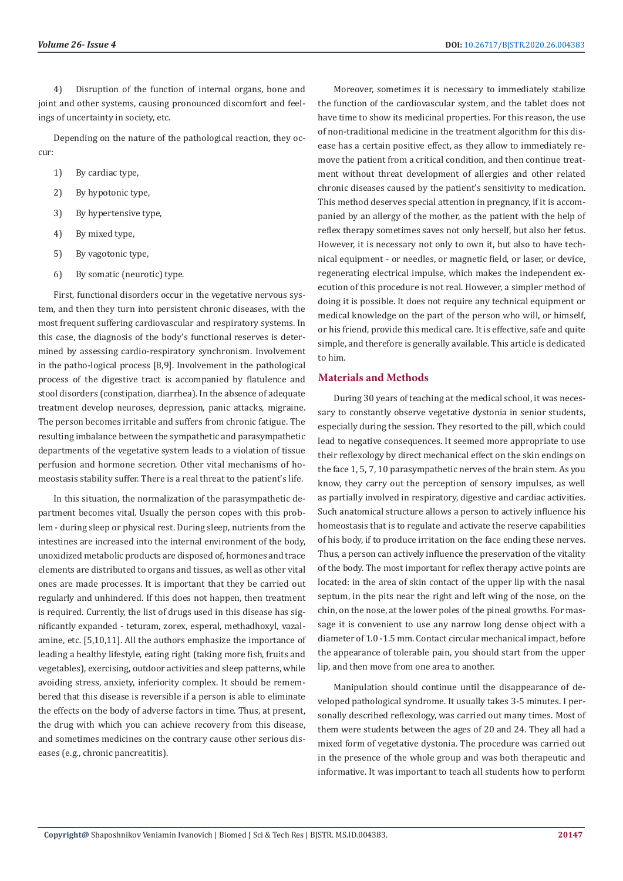4) Disruption of the function of internal organs, bone and joint and other systems, causing pronounced discomfort and feelings of uncertainty in society, etc.

Depending on the nature of the pathological reaction, they occur:

1) By cardiac type,
2) By hypotonic type,
3) By hypertensive type,
4) By mixed type,
5) By vagotonic type,
6) By somatic (neurotic) type.

First, functional disorders occur in the vegetative nervous system, and then they turn into persistent chronic diseases, with the most frequent suffering cardiovascular and respiratory systems. In this case, the diagnosis of the body's functional reserves is determined by assessing cardio-respiratory synchronism. Involvement in the patho-logical process [8,9]. Involvement in the pathological process of the digestive tract is accompanied by flatulence and stool disorders (constipation, diarrhea). In the absence of adequate treatment develop neuroses, depression, panic attacks, migraine. The person becomes irritable and suffers from chronic fatigue. The resulting imbalance between the sympathetic and parasympathetic departments of the vegetative system leads to a violation of tissue perfusion and hormone secretion. Other vital mechanisms of homeostasis stability suffer. There is a real threat to the patient's life.

In this situation, the normalization of the parasympathetic department becomes vital. Usually the person copes with this problem - during sleep or physical rest. During sleep, nutrients from the intestines are increased into the internal environment of the body, unoxidized metabolic products are disposed of, hormones and trace elements are distributed to organs and tissues, as well as other vital ones are made processes. It is important that they be carried out regularly and unhindered. If this does not happen, then treatment is required. Currently, the list of drugs used in this disease has significantly expanded - teturam, zorex, esperal, methadhoxyl, vazalamine, etc. [5,10,11]. All the authors emphasize the importance of leading a healthy lifestyle, eating right (taking more fish, fruits and vegetables), exercising, outdoor activities and sleep patterns, while avoiding stress, anxiety, inferiority complex. It should be remembered that this disease is reversible if a person is able to eliminate the effects on the body of adverse factors in time. Thus, at present, the drug with which you can achieve recovery from this disease, and sometimes medicines on the contrary cause other serious diseases (e.g., chronic pancreatitis).

Moreover, sometimes it is necessary to immediately stabilize the function of the cardiovascular system, and the tablet does not have time to show its medicinal properties. For this reason, the use of non-traditional medicine in the treatment algorithm for this disease has a certain positive effect, as they allow to immediately remove the patient from a critical condition, and then continue treatment without threat development of allergies and other related chronic diseases caused by the patient's sensitivity to medication. This method deserves special attention in pregnancy, if it is accompanied by an allergy of the mother, as the patient with the help of reflex therapy sometimes saves not only herself, but also her fetus. However, it is necessary not only to own it, but also to have technical equipment - or needles, or magnetic field, or laser, or device, regenerating electrical impulse, which makes the independent execution of this procedure is not real. However, a simpler method of doing it is possible. It does not require any technical equipment or medical knowledge on the part of the person who will, or himself, or his friend, provide this medical care. It is effective, safe and quite simple, and therefore is generally available. This article is dedicated to him.

## Materials and Methods

During 30 years of teaching at the medical school, it was necessary to constantly observe vegetative dystonia in senior students, especially during the session. They resorted to the pill, which could lead to negative consequences. It seemed more appropriate to use their reflexology by direct mechanical effect on the skin endings on the face 1, 5, 7, 10 parasympathetic nerves of the brain stem. As you know, they carry out the perception of sensory impulses, as well as partially involved in respiratory, digestive and cardiac activities. Such anatomical structure allows a person to actively influence his homeostasis that is to regulate and activate the reserve capabilities of his body, if to produce irritation on the face ending these nerves. Thus, a person can actively influence the preservation of the vitality of the body. The most important for reflex therapy active points are located: in the area of skin contact of the upper lip with the nasal septum, in the pits near the right and left wing of the nose, on the chin, on the nose, at the lower poles of the pineal growths. For massage it is convenient to use any narrow long dense object with a diameter of 1.0 -1.5 mm. Contact circular mechanical impact, before the appearance of tolerable pain, you should start from the upper lip, and then move from one area to another.

Manipulation should continue until the disappearance of developed pathological syndrome. It usually takes 3-5 minutes. I personally described reflexology, was carried out many times. Most of them were students between the ages of 20 and 24. They all had a mixed form of vegetative dystonia. The procedure was carried out in the presence of the whole group and was both therapeutic and informative. It was important to teach all students how to perform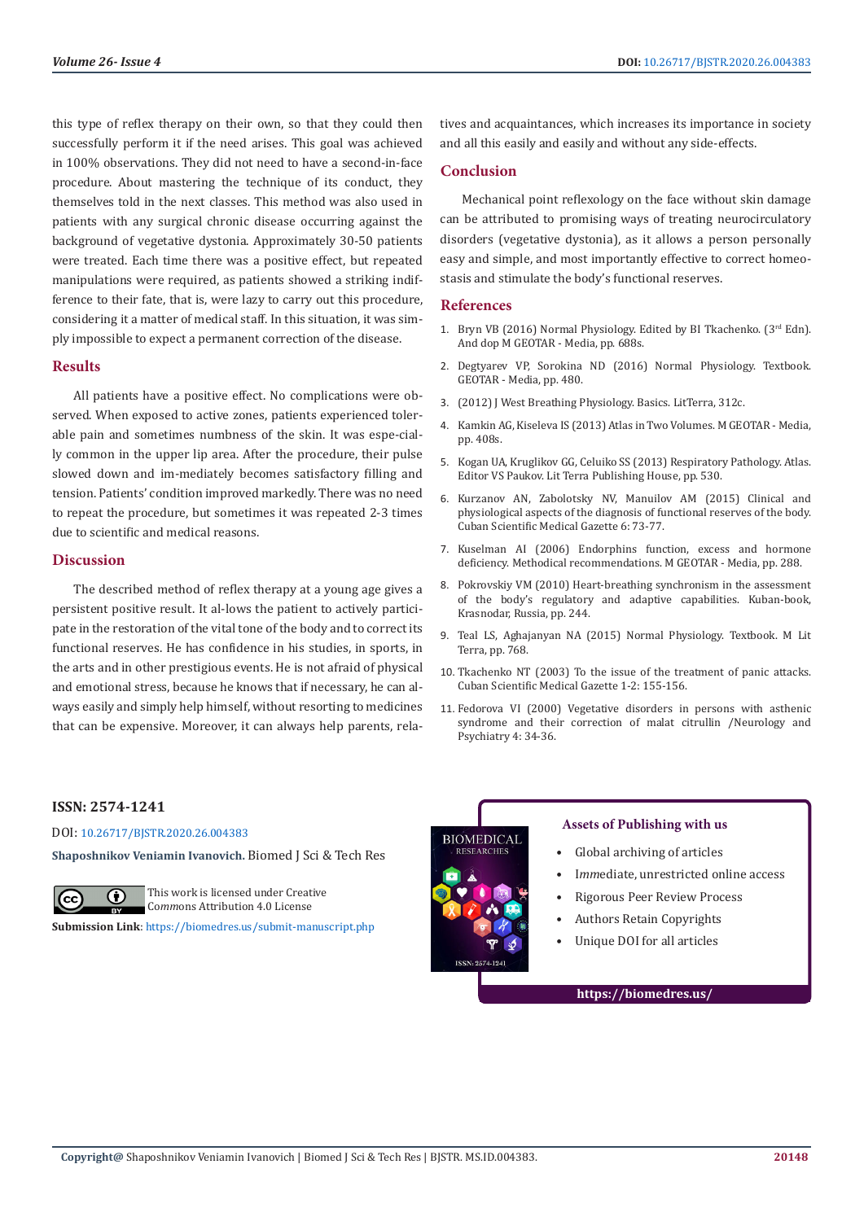this type of reflex therapy on their own, so that they could then successfully perform it if the need arises. This goal was achieved in 100% observations. They did not need to have a second-in-face procedure. About mastering the technique of its conduct, they themselves told in the next classes. This method was also used in patients with any surgical chronic disease occurring against the background of vegetative dystonia. Approximately 30-50 patients were treated. Each time there was a positive effect, but repeated manipulations were required, as patients showed a striking indifference to their fate, that is, were lazy to carry out this procedure, considering it a matter of medical staff. In this situation, it was simply impossible to expect a permanent correction of the disease.

## Results

All patients have a positive effect. No complications were observed. When exposed to active zones, patients experienced tolerable pain and sometimes numbness of the skin. It was especially common in the upper lip area. After the procedure, their pulse slowed down and im-mediately becomes satisfactory filling and tension. Patients' condition improved markedly. There was no need to repeat the procedure, but sometimes it was repeated 2-3 times due to scientific and medical reasons.

## Discussion

The described method of reflex therapy at a young age gives a persistent positive result. It al-lows the patient to actively participate in the restoration of the vital tone of the body and to correct its functional reserves. He has confidence in his studies, in sports, in the arts and in other prestigious events. He is not afraid of physical and emotional stress, because he knows that if necessary, he can always easily and simply help himself, without resorting to medicines that can be expensive. Moreover, it can always help parents, relatives and acquaintances, which increases its importance in society and all this easily and easily and without any side-effects.

## Conclusion

Mechanical point reflexology on the face without skin damage can be attributed to promising ways of treating neurocirculatory disorders (vegetative dystonia), as it allows a person personally easy and simple, and most importantly effective to correct homeostasis and stimulate the body's functional reserves.

## References

1. Bryn VB (2016) Normal Physiology. Edited by BI Tkachenko. (3rd Edn). And dop M GEOTAR - Media, pp. 688s.
2. Degtyarev VP, Sorokina ND (2016) Normal Physiology. Textbook. GEOTAR - Media, pp. 480.
3. (2012) J West Breathing Physiology. Basics. LitTerra, 312c.
4. Kamkin AG, Kiseleva IS (2013) Atlas in Two Volumes. M GEOTAR - Media, pp. 408s.
5. Kogan UA, Kruglikov GG, Celuiko SS (2013) Respiratory Pathology. Atlas. Editor VS Paukov. Lit Terra Publishing House, pp. 530.
6. Kurzanov AN, Zabolotsky NV, Manuilov AM (2015) Clinical and physiological aspects of the diagnosis of functional reserves of the body. Cuban Scientific Medical Gazette 6: 73-77.
7. Kuselman AI (2006) Endorphins function, excess and hormone deficiency. Methodical recommendations. M GEOTAR - Media, pp. 288.
8. Pokrovskiy VM (2010) Heart-breathing synchronism in the assessment of the body's regulatory and adaptive capabilities. Kuban-book, Krasnodar, Russia, pp. 244.
9. Teal LS, Aghajanyan NA (2015) Normal Physiology. Textbook. M Lit Terra, pp. 768.
10. Tkachenko NT (2003) To the issue of the treatment of panic attacks. Cuban Scientific Medical Gazette 1-2: 155-156.
11. Fedorova VI (2000) Vegetative disorders in persons with asthenic syndrome and their correction of malat citrullin /Neurology and Psychiatry 4: 34-36.

**ISSN: 2574-1241**

DOI: 10.26717/BJSTR.2020.26.004383

**Shaposhnikov Veniamin Ivanovich.** Biomed J Sci & Tech Res

This work is licensed under Creative Commons Attribution 4.0 License

**Submission Link**: https://biomedres.us/submit-manuscript.php

**Assets of Publishing with us**

- Global archiving of articles
- Immediate, unrestricted online access
- Rigorous Peer Review Process
- Authors Retain Copyrights
- Unique DOI for all articles

**https://biomedres.us/**